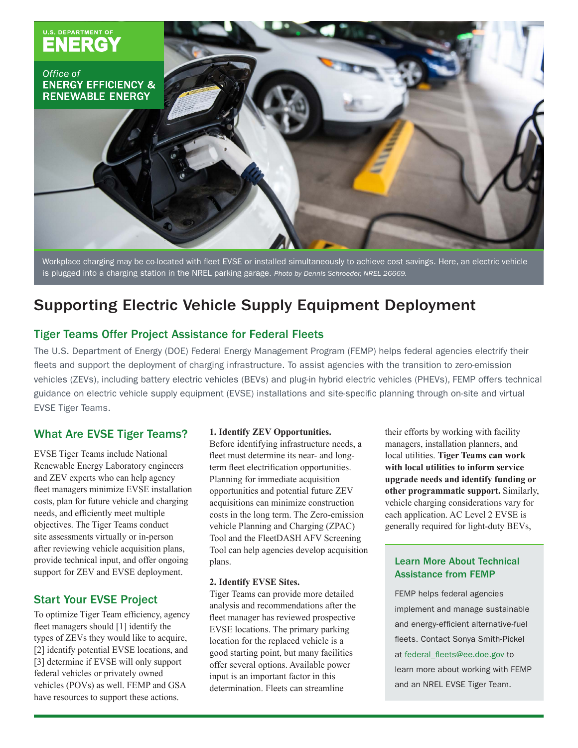U.S. DEPARTMENT OF **ENERGY**

Office of **ENERGY EFFICIENCY & RENEWABLE ENERGY**

Workplace charging may be co-located with fleet EVSE or installed simultaneously to achieve cost savings. Here, an electric vehicle is plugged into a charging station in the NREL parking garage. *Photo by Dennis Schroeder, NREL 26669.*

# Supporting Electric Vehicle Supply Equipment Deployment

## Tiger Teams Offer Project Assistance for Federal Fleets

The U.S. Department of Energy (DOE) Federal Energy Management Program (FEMP) helps federal agencies electrify their fleets and support the deployment of charging infrastructure. To assist agencies with the transition to zero-emission vehicles (ZEVs), including battery electric vehicles (BEVs) and plug-in hybrid electric vehicles (PHEVs), FEMP offers technical guidance on electric vehicle supply equipment (EVSE) installations and site-specific planning through on-site and virtual EVSE Tiger Teams.

## What Are EVSE Tiger Teams?

EVSE Tiger Teams include National Renewable Energy Laboratory engineers and ZEV experts who can help agency fleet managers minimize EVSE installation costs, plan for future vehicle and charging needs, and efficiently meet multiple objectives. The Tiger Teams conduct site assessments virtually or in-person after reviewing vehicle acquisition plans, provide technical input, and offer ongoing support for ZEV and EVSE deployment.

## Start Your EVSE Project

To optimize Tiger Team efficiency, agency fleet managers should [1] identify the types of ZEVs they would like to acquire, [2] identify potential EVSE locations, and [3] determine if EVSE will only support federal vehicles or privately owned vehicles (POVs) as well. FEMP and GSA have resources to support these actions.

**1. Identify ZEV Opportunities.**

Before identifying infrastructure needs, a fleet must determine its near- and long-term fleet electrification opportunities. Planning for immediate acquisition opportunities and potential future ZEV acquisitions can minimize construction costs in the long term. The Zero-emission vehicle Planning and Charging (ZPAC) Tool and the FleetDASH AFV Screening Tool can help agencies develop acquisition plans.

**2. Identify EVSE Sites.**

Tiger Teams can provide more detailed analysis and recommendations after the fleet manager has reviewed prospective EVSE locations. The primary parking location for the replaced vehicle is a good starting point, but many facilities offer several options. Available power input is an important factor in this determination. Fleets can streamline their efforts by working with facility managers, installation planners, and local utilities. **Tiger Teams can work with local utilities to inform service upgrade needs and identify funding or other programmatic support.** Similarly, vehicle charging considerations vary for each application. AC Level 2 EVSE is generally required for light-duty BEVs,

### Learn More About Technical Assistance from FEMP

FEMP helps federal agencies implement and manage sustainable and energy-efficient alternative-fuel fleets. Contact Sonya Smith-Pickel at federal_fleets@ee.doe.gov to learn more about working with FEMP and an NREL EVSE Tiger Team.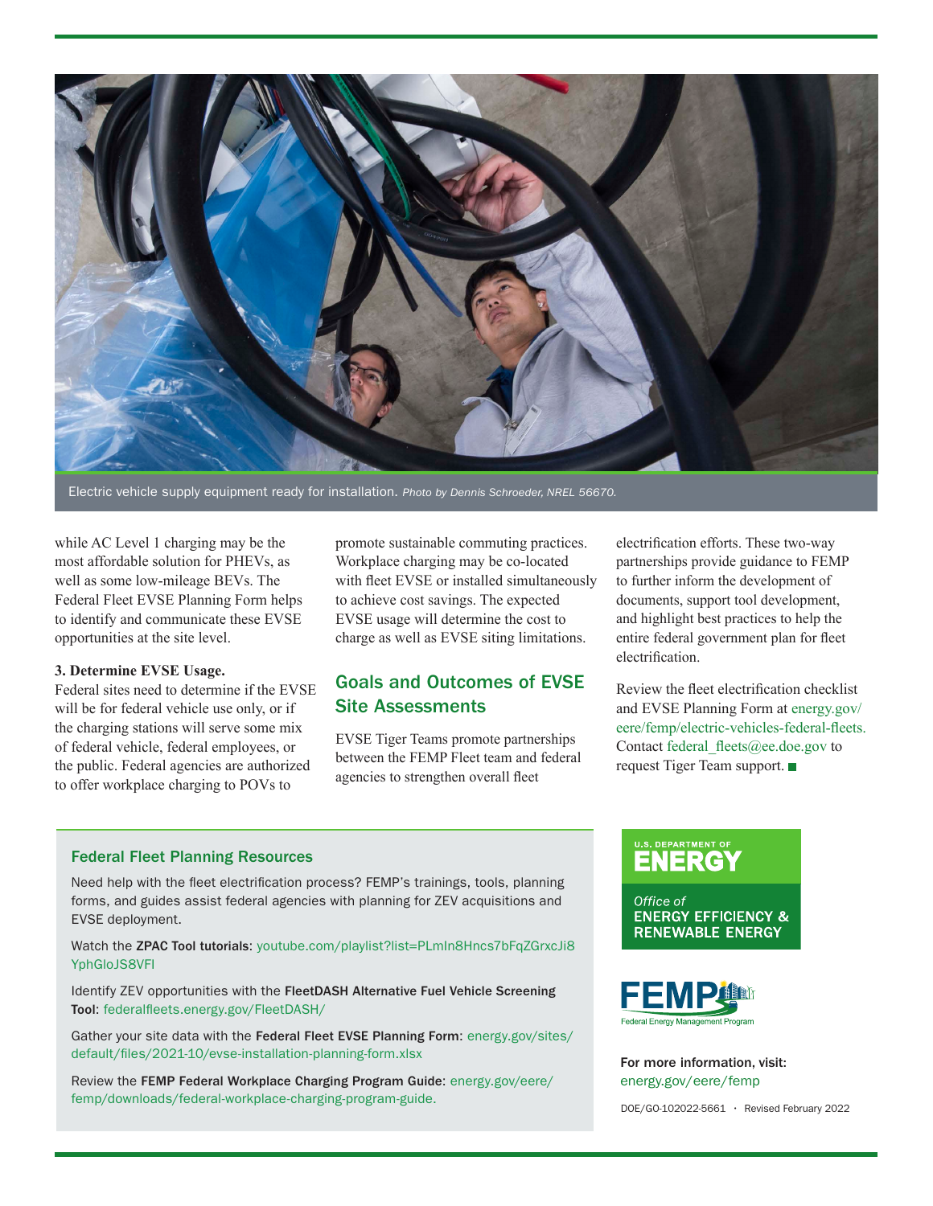Electric vehicle supply equipment ready for installation. *Photo by Dennis Schroeder, NREL 56670.*

while AC Level 1 charging may be the most affordable solution for PHEVs, as well as some low-mileage BEVs. The Federal Fleet EVSE Planning Form helps to identify and communicate these EVSE opportunities at the site level.

**3. Determine EVSE Usage.**
Federal sites need to determine if the EVSE will be for federal vehicle use only, or if the charging stations will serve some mix of federal vehicle, federal employees, or the public. Federal agencies are authorized to offer workplace charging to POVs to promote sustainable commuting practices. Workplace charging may be co-located with fleet EVSE or installed simultaneously to achieve cost savings. The expected EVSE usage will determine the cost to charge as well as EVSE siting limitations.

## Goals and Outcomes of EVSE Site Assessments

EVSE Tiger Teams promote partnerships between the FEMP Fleet team and federal agencies to strengthen overall fleet electrification efforts. These two-way partnerships provide guidance to FEMP to further inform the development of documents, support tool development, and highlight best practices to help the entire federal government plan for fleet electrification.

Review the fleet electrification checklist and EVSE Planning Form at energy.gov/eere/femp/electric-vehicles-federal-fleets. Contact federal_fleets@ee.doe.gov to request Tiger Team support.

### Federal Fleet Planning Resources

Need help with the fleet electrification process? FEMP's trainings, tools, planning forms, and guides assist federal agencies with planning for ZEV acquisitions and EVSE deployment.

Watch the **ZPAC Tool tutorials**: youtube.com/playlist?list=PLmIn8Hncs7bFqZGrxcJi8YphGIoJS8VFI

Identify ZEV opportunities with the **FleetDASH Alternative Fuel Vehicle Screening Tool**: federalfleets.energy.gov/FleetDASH/

Gather your site data with the **Federal Fleet EVSE Planning Form**: energy.gov/sites/default/files/2021-10/evse-installation-planning-form.xlsx

Review the **FEMP Federal Workplace Charging Program Guide**: energy.gov/eere/femp/downloads/federal-workplace-charging-program-guide.

U.S. DEPARTMENT OF ENERGY
*Office of* ENERGY EFFICIENCY & RENEWABLE ENERGY

FEMP Federal Energy Management Program

**For more information, visit:**
energy.gov/eere/femp

DOE/GO-102022-5661 · Revised February 2022